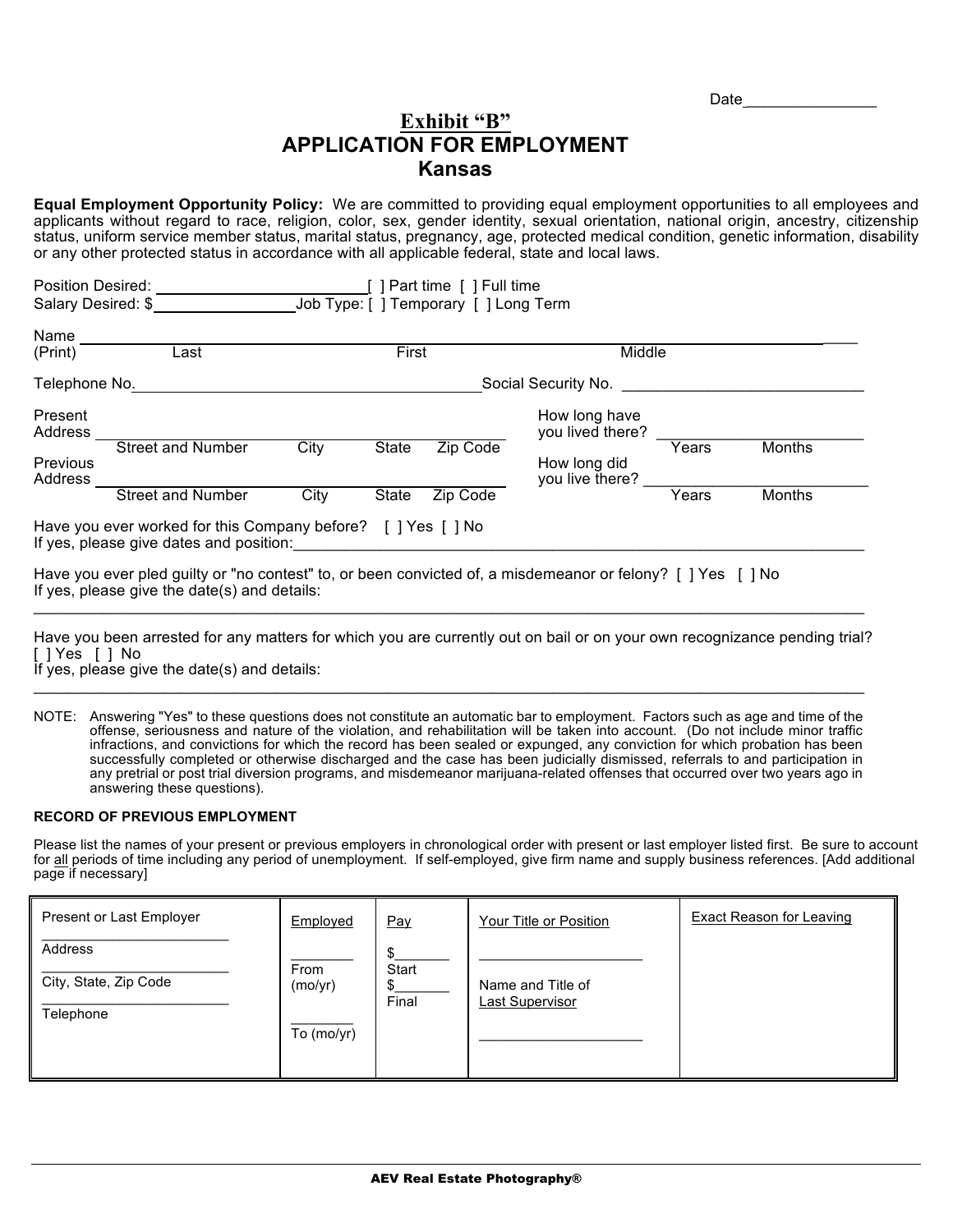Date_______________

# Exhibit "B"

# APPLICATION FOR EMPLOYMENT
## Kansas

**Equal Employment Opportunity Policy:** We are committed to providing equal employment opportunities to all employees and applicants without regard to race, religion, color, sex, gender identity, sexual orientation, national origin, ancestry, citizenship status, uniform service member status, marital status, pregnancy, age, protected medical condition, genetic information, disability or any other protected status in accordance with all applicable federal, state and local laws.

Position Desired: ________________________ [ ] Part time [ ] Full time
Salary Desired: $________________ Job Type: [ ] Temporary [ ] Long Term

Name (Print) ______________________________________________________________
Last First Middle

Telephone No.________________________________________ Social Security No. ____________________________

Present Address ______________________________________________ How long have you lived there? ________________________
Street and Number City State Zip Code Years Months

Previous Address ______________________________________________ How long did you live there? ________________________
Street and Number City State Zip Code Years Months

Have you ever worked for this Company before? [ ] Yes [ ] No
If yes, please give dates and position:____________________________________________________________________

Have you ever pled guilty or "no contest" to, or been convicted of, a misdemeanor or felony? [ ] Yes [ ] No
If yes, please give the date(s) and details:
_____________________________________________________________________________________________

Have you been arrested for any matters for which you are currently out on bail or on your own recognizance pending trial?
[ ] Yes [ ] No
If yes, please give the date(s) and details:
_____________________________________________________________________________________________

NOTE: Answering "Yes" to these questions does not constitute an automatic bar to employment. Factors such as age and time of the offense, seriousness and nature of the violation, and rehabilitation will be taken into account. (Do not include minor traffic infractions, and convictions for which the record has been sealed or expunged, any conviction for which probation has been successfully completed or otherwise discharged and the case has been judicially dismissed, referrals to and participation in any pretrial or post trial diversion programs, and misdemeanor marijuana-related offenses that occurred over two years ago in answering these questions).

**RECORD OF PREVIOUS EMPLOYMENT**

Please list the names of your present or previous employers in chronological order with present or last employer listed first. Be sure to account for all periods of time including any period of unemployment. If self-employed, give firm name and supply business references. [Add additional page if necessary]

| | | | | |
|---|---|---|---|---|
| Present or Last Employer<br>________________________<br>Address<br>________________________<br>City, State, Zip Code<br>________________________<br>Telephone | Employed<br>________<br>From (mo/yr)<br>________<br>To (mo/yr) | Pay<br>$_______<br>Start<br>$_______<br>Final | Your Title or Position<br>____________________<br>Name and Title of Last Supervisor<br>____________________ | Exact Reason for Leaving |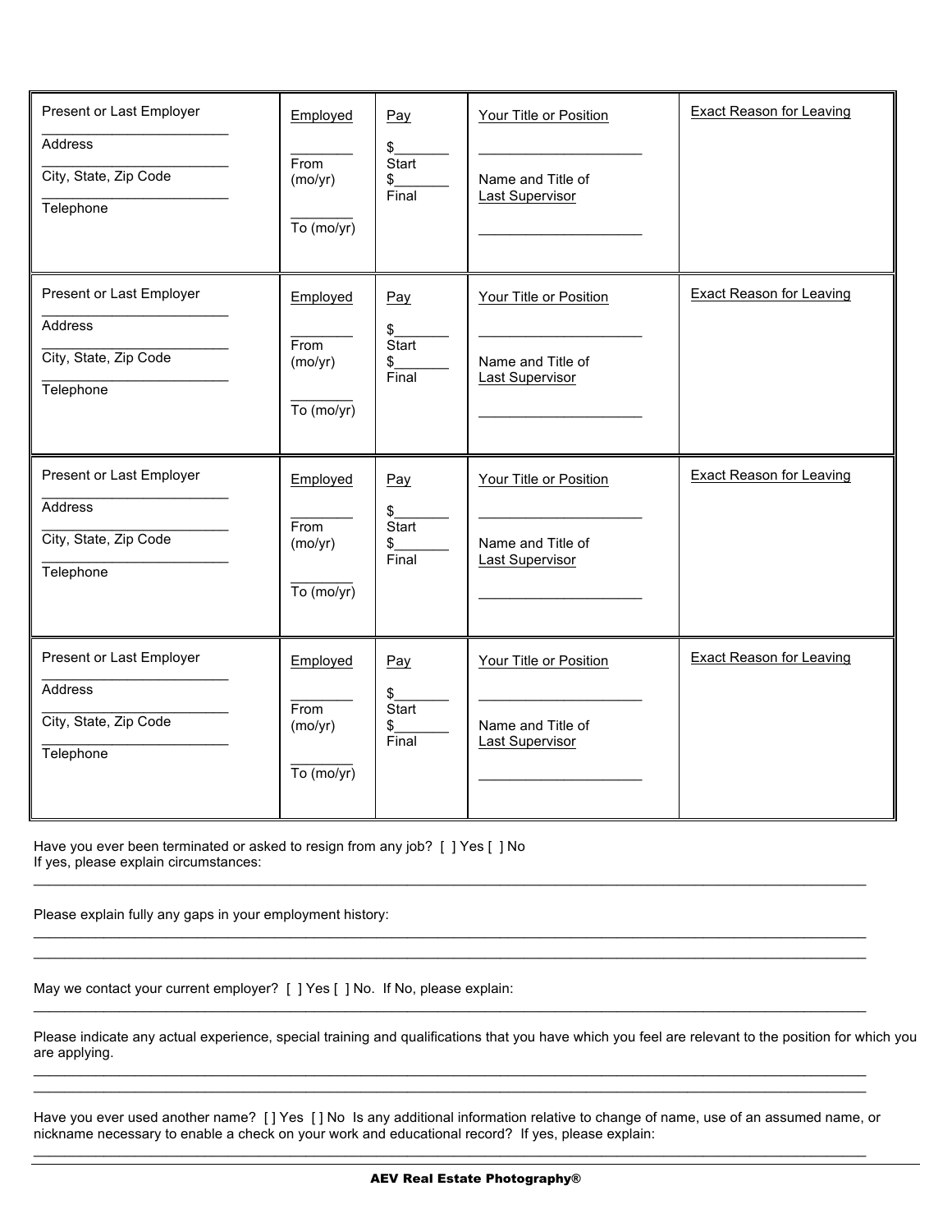| | | | | |
|---|---|---|---|---|
| Present or Last Employer<br>________________________<br>Address<br>________________________<br>City, State, Zip Code<br>________________________<br>Telephone | Employed<br><br>________<br>From (mo/yr)<br><br>________<br>To (mo/yr) | Pay<br><br>$_______<br>Start<br>$_______<br>Final | Your Title or Position<br><br>_____________________<br><br>Name and Title of Last Supervisor<br><br>_____________________ | Exact Reason for Leaving |
| Present or Last Employer<br>________________________<br>Address<br>________________________<br>City, State, Zip Code<br>________________________<br>Telephone | Employed<br><br>________<br>From (mo/yr)<br><br>________<br>To (mo/yr) | Pay<br><br>$_______<br>Start<br>$_______<br>Final | Your Title or Position<br><br>_____________________<br><br>Name and Title of Last Supervisor<br><br>_____________________ | Exact Reason for Leaving |
| Present or Last Employer<br>________________________<br>Address<br>________________________<br>City, State, Zip Code<br>________________________<br>Telephone | Employed<br><br>________<br>From (mo/yr)<br><br>________<br>To (mo/yr) | Pay<br><br>$_______<br>Start<br>$_______<br>Final | Your Title or Position<br><br>_____________________<br><br>Name and Title of Last Supervisor<br><br>_____________________ | Exact Reason for Leaving |
| Present or Last Employer<br>________________________<br>Address<br>________________________<br>City, State, Zip Code<br>________________________<br>Telephone | Employed<br><br>________<br>From (mo/yr)<br><br>________<br>To (mo/yr) | Pay<br><br>$_______<br>Start<br>$_______<br>Final | Your Title or Position<br><br>_____________________<br><br>Name and Title of Last Supervisor<br><br>_____________________ | Exact Reason for Leaving |

Have you ever been terminated or asked to resign from any job? [ ] Yes [ ] No
If yes, please explain circumstances:
______________________________________________________________________________________________

Please explain fully any gaps in your employment history:
______________________________________________________________________________________________
______________________________________________________________________________________________

May we contact your current employer? [ ] Yes [ ] No. If No, please explain:
______________________________________________________________________________________________

Please indicate any actual experience, special training and qualifications that you have which you feel are relevant to the position for which you are applying.
______________________________________________________________________________________________
______________________________________________________________________________________________

Have you ever used another name? [ ] Yes [ ] No Is any additional information relative to change of name, use of an assumed name, or nickname necessary to enable a check on your work and educational record? If yes, please explain:
______________________________________________________________________________________________

**AEV Real Estate Photography®**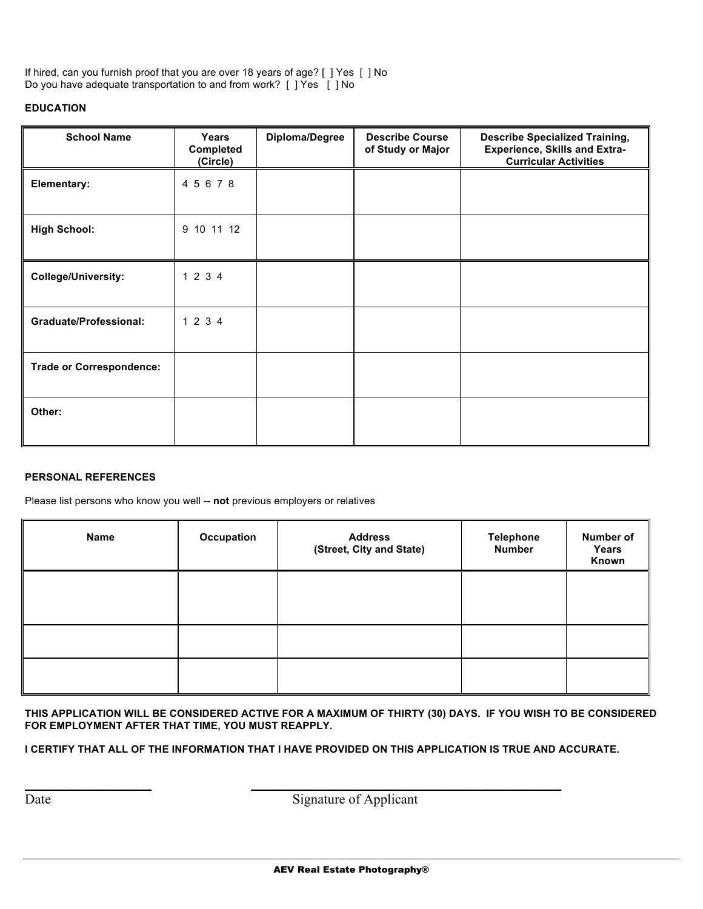If hired, can you furnish proof that you are over 18 years of age? [ ] Yes [ ] No
Do you have adequate transportation to and from work? [ ] Yes [ ] No

**EDUCATION**

| School Name | Years Completed (Circle) | Diploma/Degree | Describe Course of Study or Major | Describe Specialized Training, Experience, Skills and Extra-Curricular Activities |
|---|---|---|---|---|
| **Elementary:** | 4 5 6 7 8 | | | |
| **High School:** | 9 10 11 12 | | | |
| **College/University:** | 1 2 3 4 | | | |
| **Graduate/Professional:** | 1 2 3 4 | | | |
| **Trade or Correspondence:** | | | | |
| **Other:** | | | | |

**PERSONAL REFERENCES**

Please list persons who know you well -- **not** previous employers or relatives

| Name | Occupation | Address (Street, City and State) | Telephone Number | Number of Years Known |
|---|---|---|---|---|
| | | | | |
| | | | | |
| | | | | |

**THIS APPLICATION WILL BE CONSIDERED ACTIVE FOR A MAXIMUM OF THIRTY (30) DAYS. IF YOU WISH TO BE CONSIDERED FOR EMPLOYMENT AFTER THAT TIME, YOU MUST REAPPLY.**

**I CERTIFY THAT ALL OF THE INFORMATION THAT I HAVE PROVIDED ON THIS APPLICATION IS TRUE AND ACCURATE.**

\_\_\_\_\_\_\_\_\_\_\_\_\_\_\_\_\_\_\_\_ \_\_\_\_\_\_\_\_\_\_\_\_\_\_\_\_\_\_\_\_\_\_\_\_\_\_\_\_\_\_\_\_\_\_\_\_\_\_\_\_\_\_\_\_
Date Signature of Applicant

**AEV Real Estate Photography®**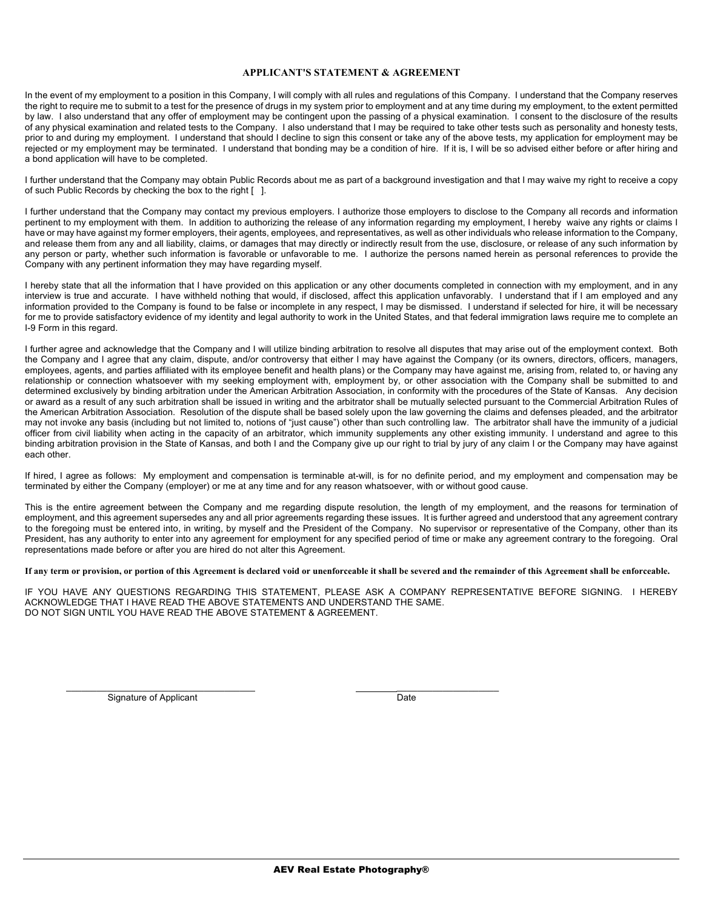## APPLICANT'S STATEMENT & AGREEMENT

In the event of my employment to a position in this Company, I will comply with all rules and regulations of this Company. I understand that the Company reserves the right to require me to submit to a test for the presence of drugs in my system prior to employment and at any time during my employment, to the extent permitted by law. I also understand that any offer of employment may be contingent upon the passing of a physical examination. I consent to the disclosure of the results of any physical examination and related tests to the Company. I also understand that I may be required to take other tests such as personality and honesty tests, prior to and during my employment. I understand that should I decline to sign this consent or take any of the above tests, my application for employment may be rejected or my employment may be terminated. I understand that bonding may be a condition of hire. If it is, I will be so advised either before or after hiring and a bond application will have to be completed.

I further understand that the Company may obtain Public Records about me as part of a background investigation and that I may waive my right to receive a copy of such Public Records by checking the box to the right [ ].

I further understand that the Company may contact my previous employers. I authorize those employers to disclose to the Company all records and information pertinent to my employment with them. In addition to authorizing the release of any information regarding my employment, I hereby waive any rights or claims I have or may have against my former employers, their agents, employees, and representatives, as well as other individuals who release information to the Company, and release them from any and all liability, claims, or damages that may directly or indirectly result from the use, disclosure, or release of any such information by any person or party, whether such information is favorable or unfavorable to me. I authorize the persons named herein as personal references to provide the Company with any pertinent information they may have regarding myself.

I hereby state that all the information that I have provided on this application or any other documents completed in connection with my employment, and in any interview is true and accurate. I have withheld nothing that would, if disclosed, affect this application unfavorably. I understand that if I am employed and any information provided to the Company is found to be false or incomplete in any respect, I may be dismissed. I understand if selected for hire, it will be necessary for me to provide satisfactory evidence of my identity and legal authority to work in the United States, and that federal immigration laws require me to complete an I-9 Form in this regard.

I further agree and acknowledge that the Company and I will utilize binding arbitration to resolve all disputes that may arise out of the employment context. Both the Company and I agree that any claim, dispute, and/or controversy that either I may have against the Company (or its owners, directors, officers, managers, employees, agents, and parties affiliated with its employee benefit and health plans) or the Company may have against me, arising from, related to, or having any relationship or connection whatsoever with my seeking employment with, employment by, or other association with the Company shall be submitted to and determined exclusively by binding arbitration under the American Arbitration Association, in conformity with the procedures of the State of Kansas. Any decision or award as a result of any such arbitration shall be issued in writing and the arbitrator shall be mutually selected pursuant to the Commercial Arbitration Rules of the American Arbitration Association. Resolution of the dispute shall be based solely upon the law governing the claims and defenses pleaded, and the arbitrator may not invoke any basis (including but not limited to, notions of "just cause") other than such controlling law. The arbitrator shall have the immunity of a judicial officer from civil liability when acting in the capacity of an arbitrator, which immunity supplements any other existing immunity. I understand and agree to this binding arbitration provision in the State of Kansas, and both I and the Company give up our right to trial by jury of any claim I or the Company may have against each other.

If hired, I agree as follows: My employment and compensation is terminable at-will, is for no definite period, and my employment and compensation may be terminated by either the Company (employer) or me at any time and for any reason whatsoever, with or without good cause.

This is the entire agreement between the Company and me regarding dispute resolution, the length of my employment, and the reasons for termination of employment, and this agreement supersedes any and all prior agreements regarding these issues. It is further agreed and understood that any agreement contrary to the foregoing must be entered into, in writing, by myself and the President of the Company. No supervisor or representative of the Company, other than its President, has any authority to enter into any agreement for employment for any specified period of time or make any agreement contrary to the foregoing. Oral representations made before or after you are hired do not alter this Agreement.

**If any term or provision, or portion of this Agreement is declared void or unenforceable it shall be severed and the remainder of this Agreement shall be enforceable.**

IF YOU HAVE ANY QUESTIONS REGARDING THIS STATEMENT, PLEASE ASK A COMPANY REPRESENTATIVE BEFORE SIGNING. I HEREBY ACKNOWLEDGE THAT I HAVE READ THE ABOVE STATEMENTS AND UNDERSTAND THE SAME.
DO NOT SIGN UNTIL YOU HAVE READ THE ABOVE STATEMENT & AGREEMENT.

\_\_\_\_\_\_\_\_\_\_\_\_\_\_\_\_\_\_\_\_\_\_\_\_\_\_\_\_\_\_\_\_\_\_\_\_
Signature of Applicant

\_\_\_\_\_\_\_\_\_\_\_\_\_\_\_\_\_\_\_\_\_\_\_\_\_\_\_\_
Date

**AEV Real Estate Photography®**